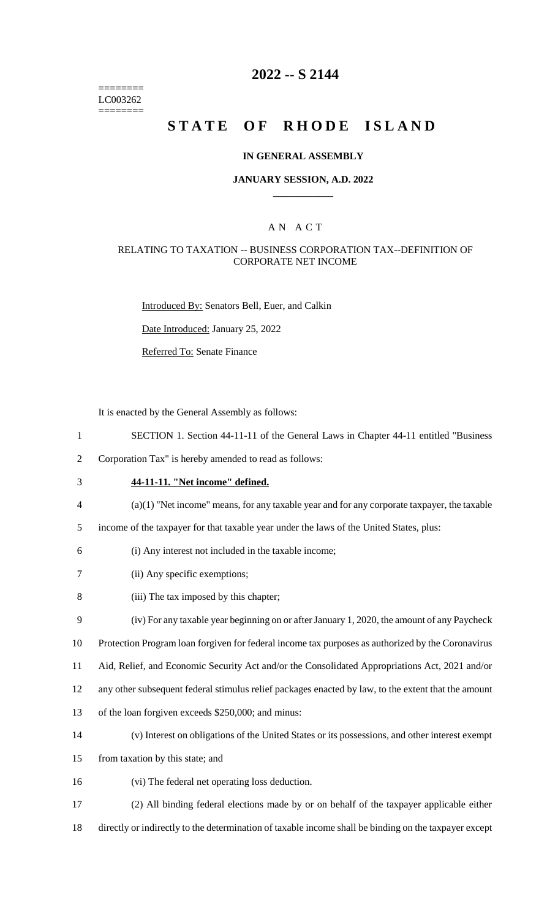========
LC003262
========

# 2022 -- S 2144

# STATE OF RHODE ISLAND

## IN GENERAL ASSEMBLY

### JANUARY SESSION, A.D. 2022

### A N A C T

RELATING TO TAXATION -- BUSINESS CORPORATION TAX--DEFINITION OF CORPORATE NET INCOME

Introduced By: Senators Bell, Euer, and Calkin

Date Introduced: January 25, 2022

Referred To: Senate Finance

It is enacted by the General Assembly as follows:

SECTION 1. Section 44-11-11 of the General Laws in Chapter 44-11 entitled "Business Corporation Tax" is hereby amended to read as follows:

**44-11-11. "Net income" defined.**

(a)(1) "Net income" means, for any taxable year and for any corporate taxpayer, the taxable income of the taxpayer for that taxable year under the laws of the United States, plus:

(i) Any interest not included in the taxable income;

(ii) Any specific exemptions;

(iii) The tax imposed by this chapter;

(iv) For any taxable year beginning on or after January 1, 2020, the amount of any Paycheck Protection Program loan forgiven for federal income tax purposes as authorized by the Coronavirus Aid, Relief, and Economic Security Act and/or the Consolidated Appropriations Act, 2021 and/or any other subsequent federal stimulus relief packages enacted by law, to the extent that the amount of the loan forgiven exceeds $250,000; and minus:

(v) Interest on obligations of the United States or its possessions, and other interest exempt from taxation by this state; and

(vi) The federal net operating loss deduction.

(2) All binding federal elections made by or on behalf of the taxpayer applicable either directly or indirectly to the determination of taxable income shall be binding on the taxpayer except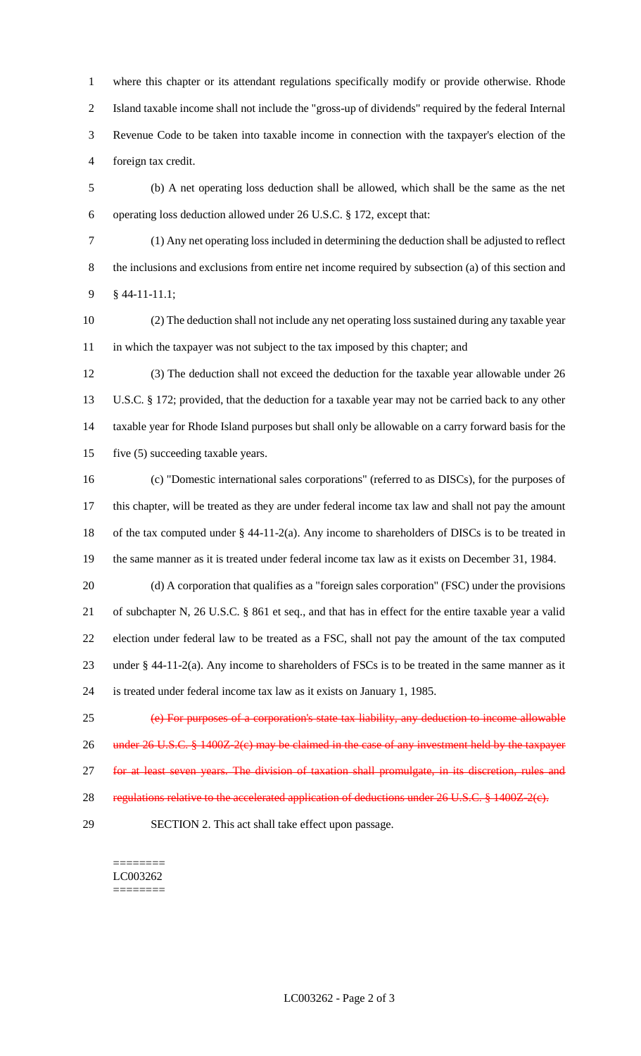where this chapter or its attendant regulations specifically modify or provide otherwise. Rhode Island taxable income shall not include the "gross-up of dividends" required by the federal Internal Revenue Code to be taken into taxable income in connection with the taxpayer's election of the foreign tax credit.

(b) A net operating loss deduction shall be allowed, which shall be the same as the net operating loss deduction allowed under 26 U.S.C. § 172, except that:

(1) Any net operating loss included in determining the deduction shall be adjusted to reflect the inclusions and exclusions from entire net income required by subsection (a) of this section and § 44-11-11.1;

(2) The deduction shall not include any net operating loss sustained during any taxable year in which the taxpayer was not subject to the tax imposed by this chapter; and

(3) The deduction shall not exceed the deduction for the taxable year allowable under 26 U.S.C. § 172; provided, that the deduction for a taxable year may not be carried back to any other taxable year for Rhode Island purposes but shall only be allowable on a carry forward basis for the five (5) succeeding taxable years.

(c) "Domestic international sales corporations" (referred to as DISCs), for the purposes of this chapter, will be treated as they are under federal income tax law and shall not pay the amount of the tax computed under § 44-11-2(a). Any income to shareholders of DISCs is to be treated in the same manner as it is treated under federal income tax law as it exists on December 31, 1984.

(d) A corporation that qualifies as a "foreign sales corporation" (FSC) under the provisions of subchapter N, 26 U.S.C. § 861 et seq., and that has in effect for the entire taxable year a valid election under federal law to be treated as a FSC, shall not pay the amount of the tax computed under § 44-11-2(a). Any income to shareholders of FSCs is to be treated in the same manner as it is treated under federal income tax law as it exists on January 1, 1985.

~~(e) For purposes of a corporation's state tax liability, any deduction to income allowable under 26 U.S.C. § 1400Z-2(c) may be claimed in the case of any investment held by the taxpayer for at least seven years. The division of taxation shall promulgate, in its discretion, rules and regulations relative to the accelerated application of deductions under 26 U.S.C. § 1400Z-2(c).~~

SECTION 2. This act shall take effect upon passage.

========
LC003262
========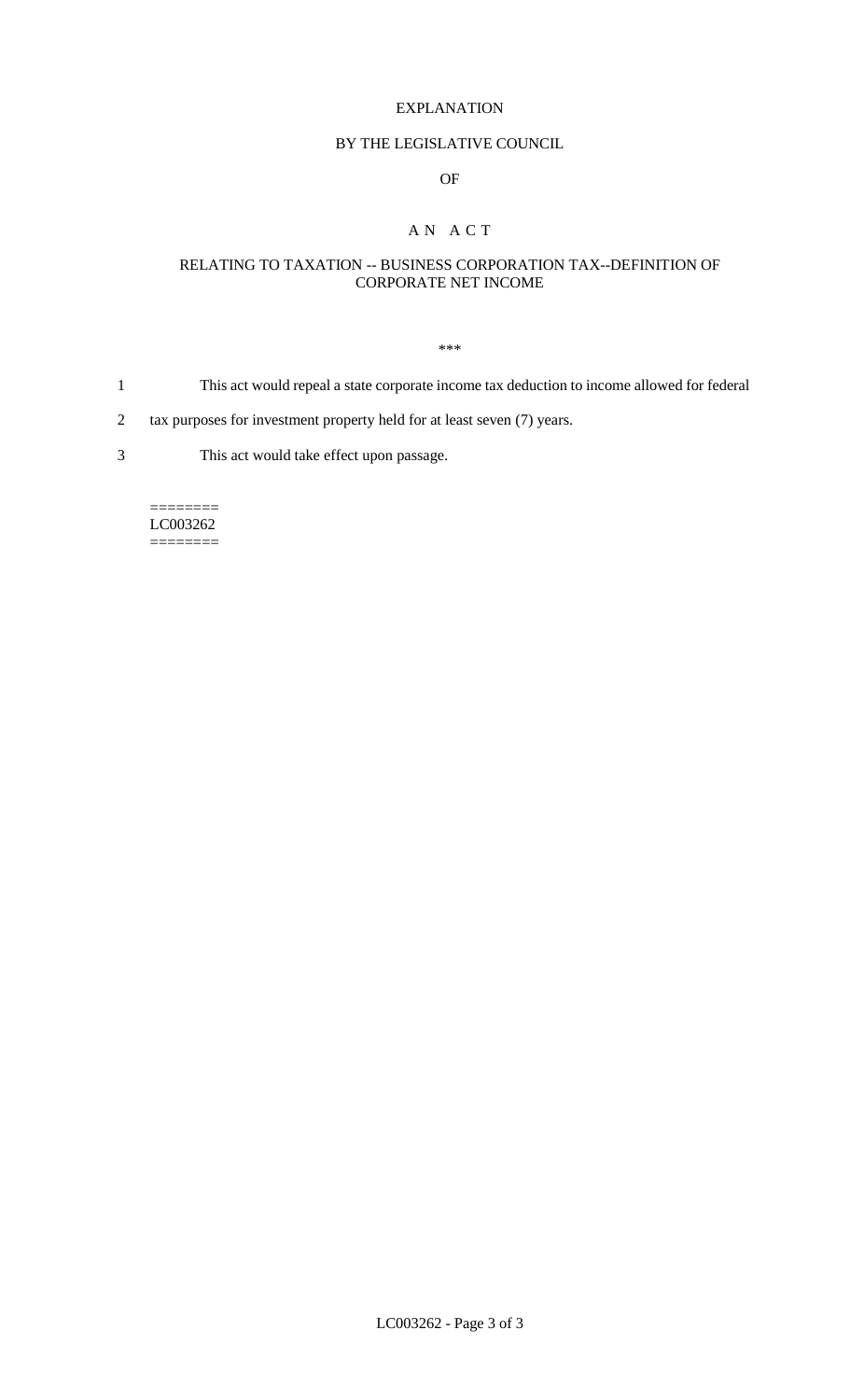EXPLANATION

BY THE LEGISLATIVE COUNCIL

OF

# A N A C T

RELATING TO TAXATION -- BUSINESS CORPORATION TAX--DEFINITION OF CORPORATE NET INCOME

\*\*\*

1 This act would repeal a state corporate income tax deduction to income allowed for federal
2 tax purposes for investment property held for at least seven (7) years.
3 This act would take effect upon passage.

========
LC003262
========